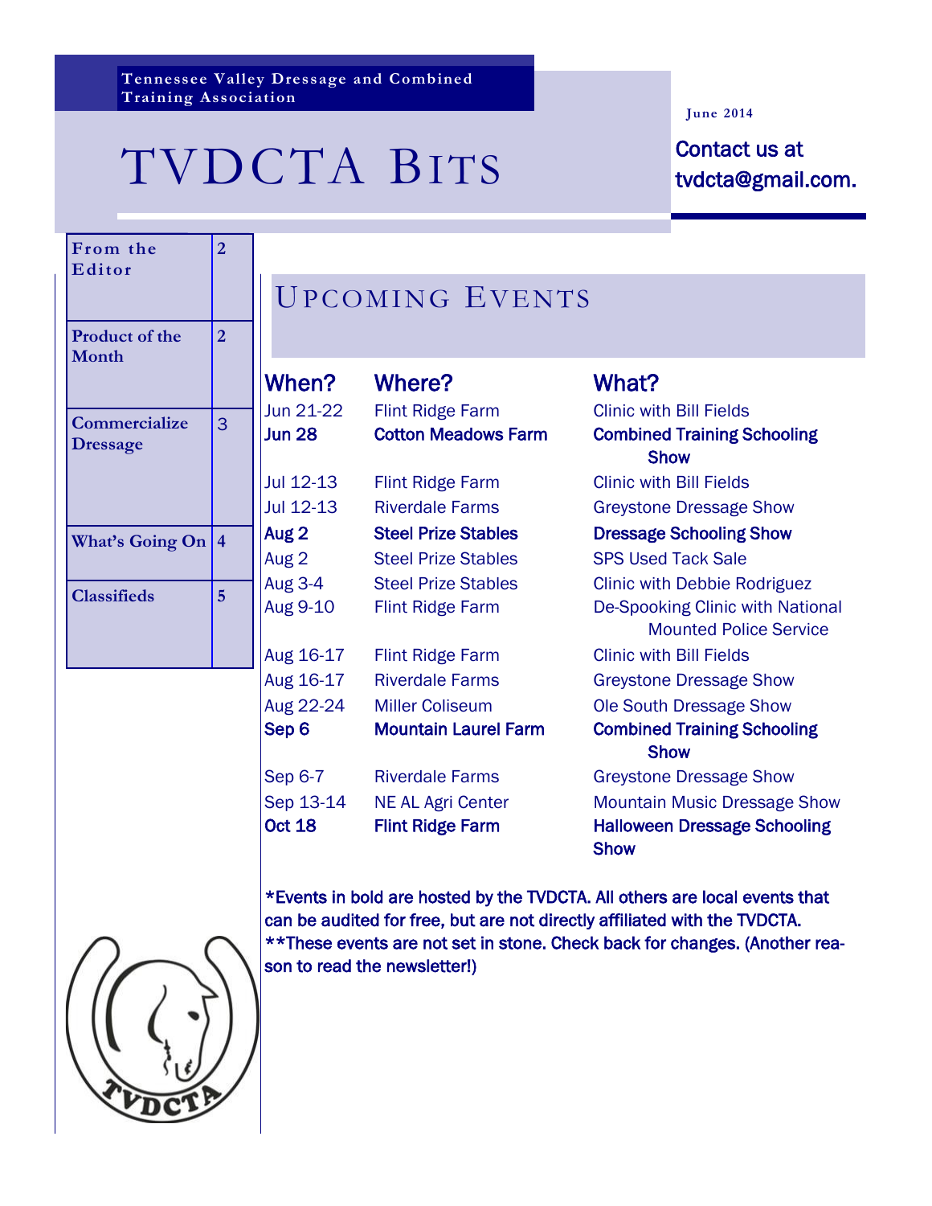Tennessee Valley Dressage and Combined Training Association

# TVDCTA Bits

June 2014

Contact us at tvdcta@gmail.com.

| | |
|---|---|
| From the Editor | 2 |
| Product of the Month | 2 |
| Commercialize Dressage | 3 |
| What's Going On | 4 |
| Classifieds | 5 |

## Upcoming Events

| When? | Where? | What? |
|---|---|---|
| Jun 21-22 | Flint Ridge Farm | Clinic with Bill Fields |
| **Jun 28** | **Cotton Meadows Farm** | **Combined Training Schooling Show** |
| Jul 12-13 | Flint Ridge Farm | Clinic with Bill Fields |
| Jul 12-13 | Riverdale Farms | Greystone Dressage Show |
| **Aug 2** | **Steel Prize Stables** | **Dressage Schooling Show** |
| Aug 2 | Steel Prize Stables | SPS Used Tack Sale |
| Aug 3-4 | Steel Prize Stables | Clinic with Debbie Rodriguez |
| Aug 9-10 | Flint Ridge Farm | De-Spooking Clinic with National Mounted Police Service |
| Aug 16-17 | Flint Ridge Farm | Clinic with Bill Fields |
| Aug 16-17 | Riverdale Farms | Greystone Dressage Show |
| Aug 22-24 | Miller Coliseum | Ole South Dressage Show |
| **Sep 6** | **Mountain Laurel Farm** | **Combined Training Schooling Show** |
| Sep 6-7 | Riverdale Farms | Greystone Dressage Show |
| Sep 13-14 | NE AL Agri Center | Mountain Music Dressage Show |
| **Oct 18** | **Flint Ridge Farm** | **Halloween Dressage Schooling Show** |

*Events in bold are hosted by the TVDCTA. All others are local events that can be audited for free, but are not directly affiliated with the TVDCTA.
**These events are not set in stone. Check back for changes. (Another reason to read the newsletter!)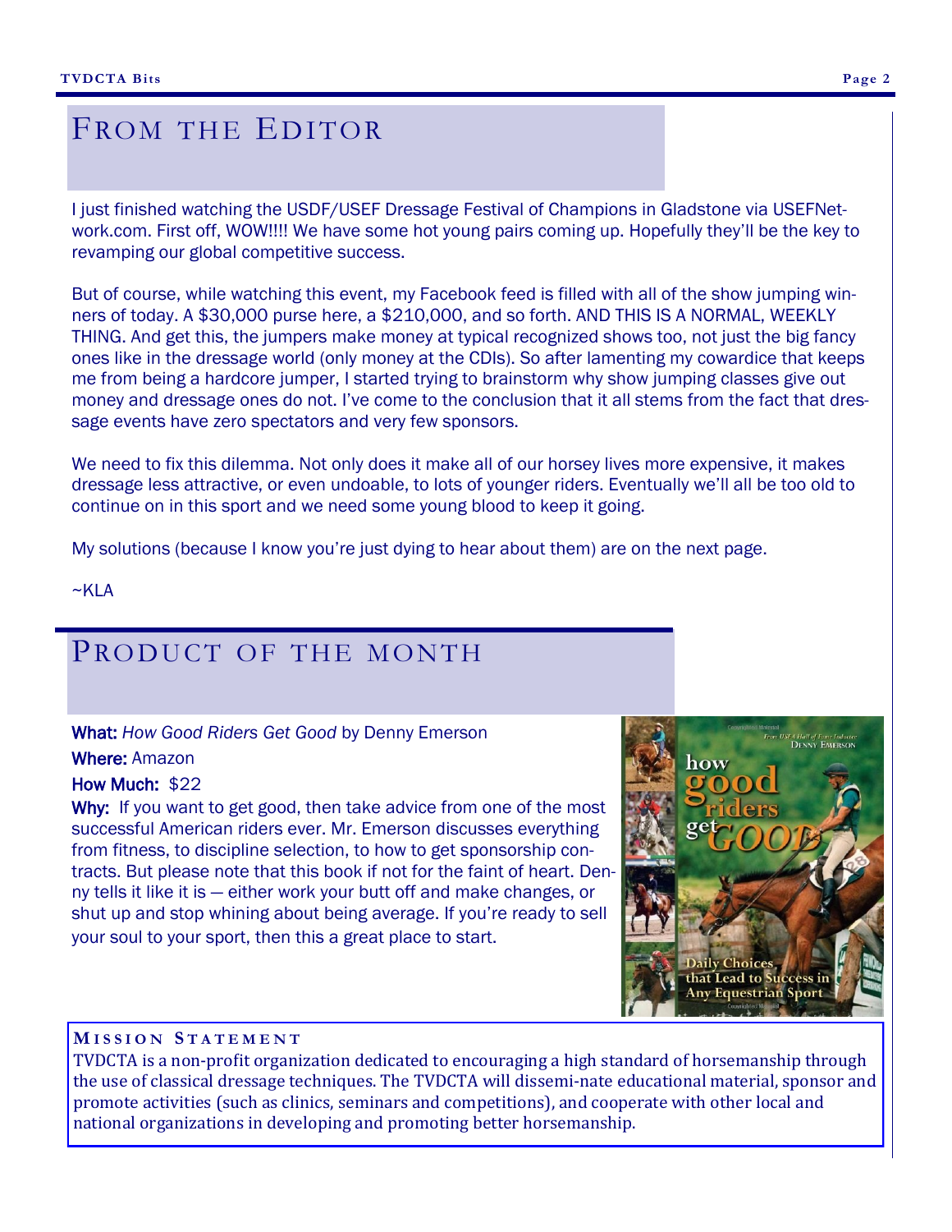# FROM THE EDITOR

I just finished watching the USDF/USEF Dressage Festival of Champions in Gladstone via USEFNetwork.com. First off, WOW!!!! We have some hot young pairs coming up. Hopefully they'll be the key to revamping our global competitive success.

But of course, while watching this event, my Facebook feed is filled with all of the show jumping winners of today. A $30,000 purse here, a $210,000, and so forth. AND THIS IS A NORMAL, WEEKLY THING. And get this, the jumpers make money at typical recognized shows too, not just the big fancy ones like in the dressage world (only money at the CDIs). So after lamenting my cowardice that keeps me from being a hardcore jumper, I started trying to brainstorm why show jumping classes give out money and dressage ones do not. I've come to the conclusion that it all stems from the fact that dressage events have zero spectators and very few sponsors.

We need to fix this dilemma. Not only does it make all of our horsey lives more expensive, it makes dressage less attractive, or even undoable, to lots of younger riders. Eventually we'll all be too old to continue on in this sport and we need some young blood to keep it going.

My solutions (because I know you're just dying to hear about them) are on the next page.

~KLA

# PRODUCT OF THE MONTH

**What:** *How Good Riders Get Good* by Denny Emerson

**Where:** Amazon

**How Much:** $22

**Why:** If you want to get good, then take advice from one of the most successful American riders ever. Mr. Emerson discusses everything from fitness, to discipline selection, to how to get sponsorship contracts. But please note that this book if not for the faint of heart. Denny tells it like it is — either work your butt off and make changes, or shut up and stop whining about being average. If you're ready to sell your soul to your sport, then this a great place to start.

**MISSION STATEMENT**

TVDCTA is a non-profit organization dedicated to encouraging a high standard of horsemanship through the use of classical dressage techniques. The TVDCTA will dissemi-nate educational material, sponsor and promote activities (such as clinics, seminars and competitions), and cooperate with other local and national organizations in developing and promoting better horsemanship.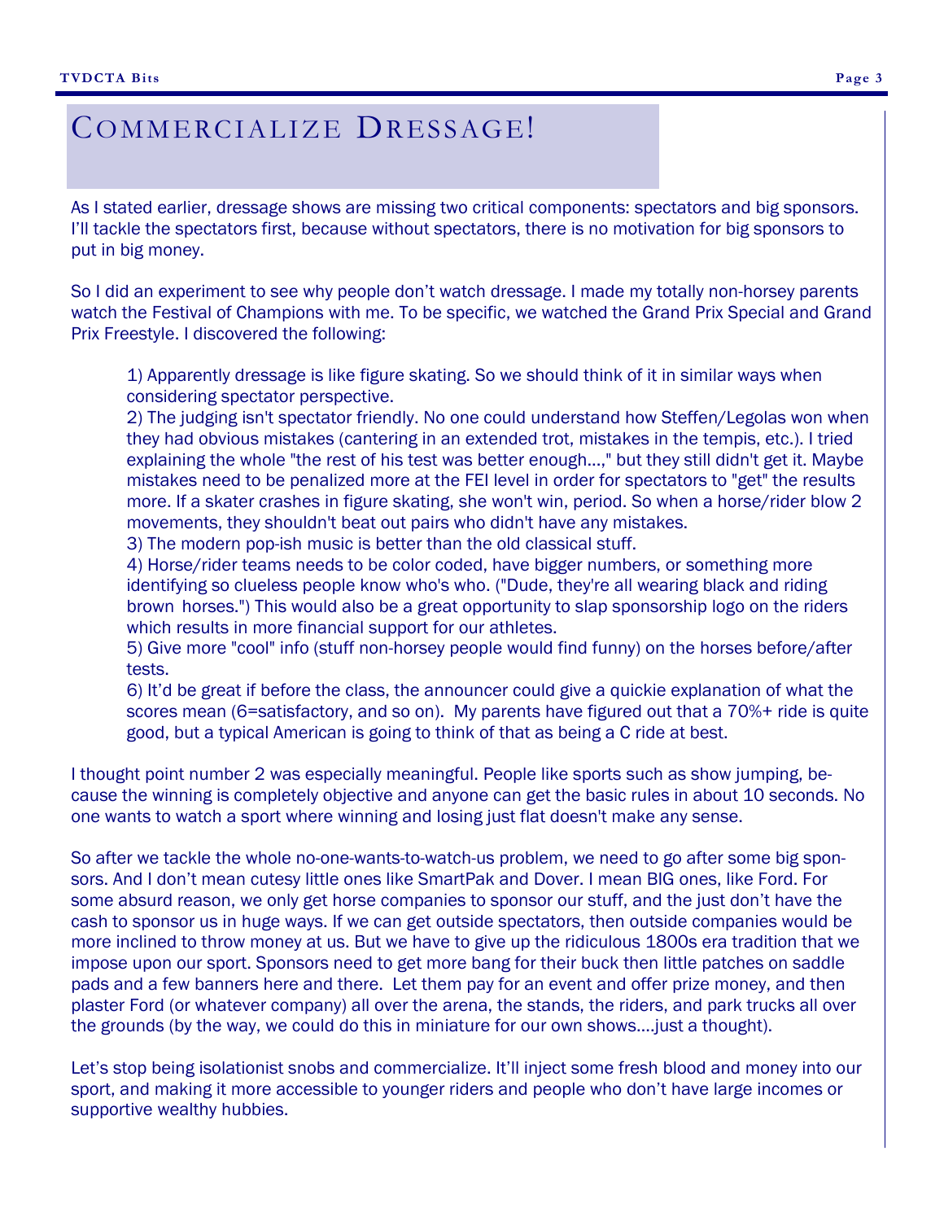# Commercialize Dressage!

As I stated earlier, dressage shows are missing two critical components: spectators and big sponsors. I'll tackle the spectators first, because without spectators, there is no motivation for big sponsors to put in big money.

So I did an experiment to see why people don't watch dressage. I made my totally non-horsey parents watch the Festival of Champions with me. To be specific, we watched the Grand Prix Special and Grand Prix Freestyle. I discovered the following:

1) Apparently dressage is like figure skating. So we should think of it in similar ways when considering spectator perspective.
2) The judging isn't spectator friendly. No one could understand how Steffen/Legolas won when they had obvious mistakes (cantering in an extended trot, mistakes in the tempis, etc.). I tried explaining the whole "the rest of his test was better enough...," but they still didn't get it. Maybe mistakes need to be penalized more at the FEI level in order for spectators to "get" the results more. If a skater crashes in figure skating, she won't win, period. So when a horse/rider blow 2 movements, they shouldn't beat out pairs who didn't have any mistakes.
3) The modern pop-ish music is better than the old classical stuff.
4) Horse/rider teams needs to be color coded, have bigger numbers, or something more identifying so clueless people know who's who. ("Dude, they're all wearing black and riding brown horses.") This would also be a great opportunity to slap sponsorship logo on the riders which results in more financial support for our athletes.
5) Give more "cool" info (stuff non-horsey people would find funny) on the horses before/after tests.
6) It'd be great if before the class, the announcer could give a quickie explanation of what the scores mean (6=satisfactory, and so on). My parents have figured out that a 70%+ ride is quite good, but a typical American is going to think of that as being a C ride at best.

I thought point number 2 was especially meaningful. People like sports such as show jumping, because the winning is completely objective and anyone can get the basic rules in about 10 seconds. No one wants to watch a sport where winning and losing just flat doesn't make any sense.

So after we tackle the whole no-one-wants-to-watch-us problem, we need to go after some big sponsors. And I don't mean cutesy little ones like SmartPak and Dover. I mean BIG ones, like Ford. For some absurd reason, we only get horse companies to sponsor our stuff, and the just don't have the cash to sponsor us in huge ways. If we can get outside spectators, then outside companies would be more inclined to throw money at us. But we have to give up the ridiculous 1800s era tradition that we impose upon our sport. Sponsors need to get more bang for their buck then little patches on saddle pads and a few banners here and there. Let them pay for an event and offer prize money, and then plaster Ford (or whatever company) all over the arena, the stands, the riders, and park trucks all over the grounds (by the way, we could do this in miniature for our own shows....just a thought).

Let's stop being isolationist snobs and commercialize. It'll inject some fresh blood and money into our sport, and making it more accessible to younger riders and people who don't have large incomes or supportive wealthy hubbies.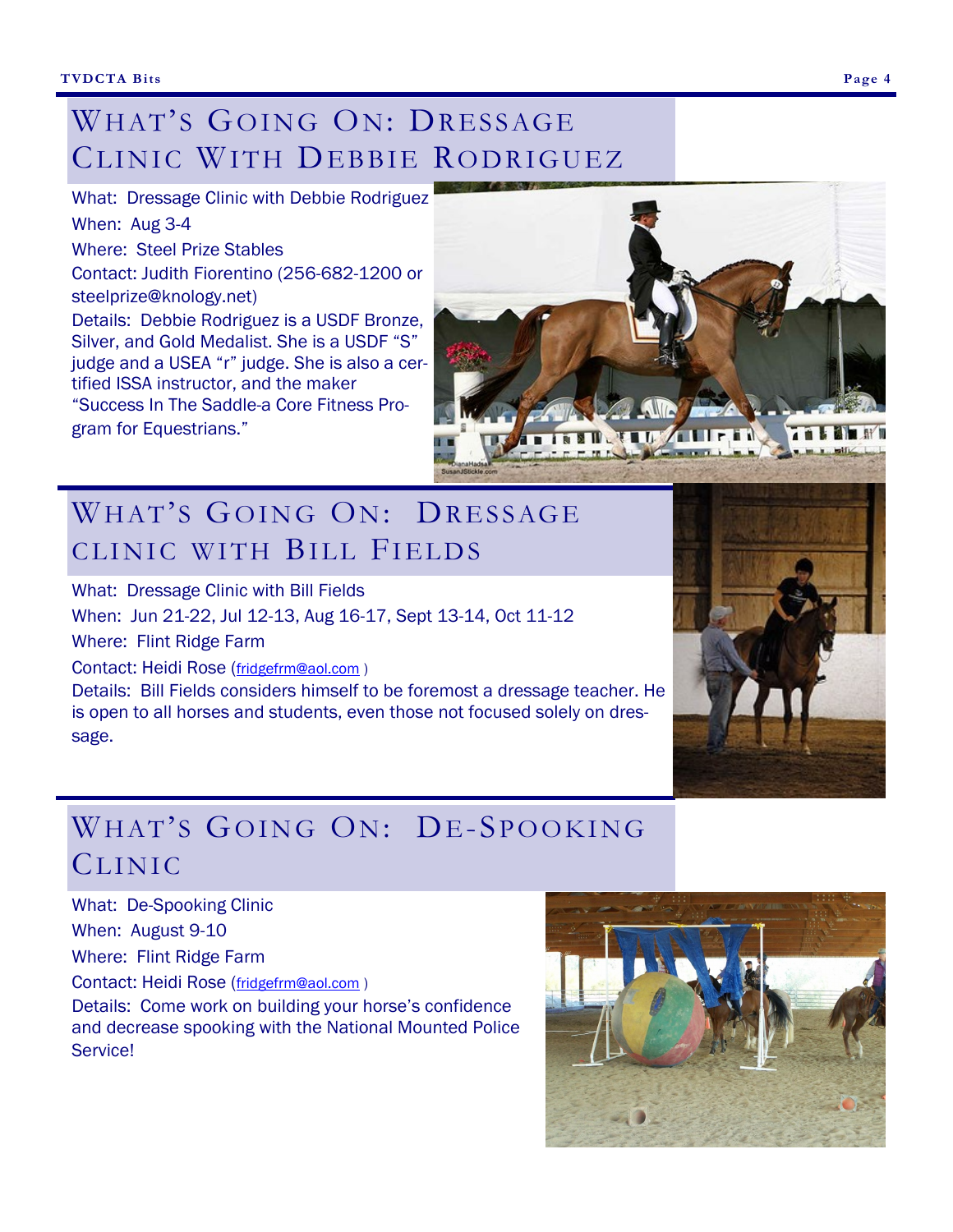## What's Going On: Dressage Clinic With Debbie Rodriguez

What: Dressage Clinic with Debbie Rodriguez

When: Aug 3-4

Where: Steel Prize Stables

Contact: Judith Fiorentino (256-682-1200 or steelprize@knology.net)

Details: Debbie Rodriguez is a USDF Bronze, Silver, and Gold Medalist. She is a USDF "S" judge and a USEA "r" judge. She is also a certified ISSA instructor, and the maker "Success In The Saddle-a Core Fitness Program for Equestrians."

## What's Going On: Dressage clinic with Bill Fields

What: Dressage Clinic with Bill Fields

When: Jun 21-22, Jul 12-13, Aug 16-17, Sept 13-14, Oct 11-12

Where: Flint Ridge Farm

Contact: Heidi Rose (fridgefrm@aol.com )

Details: Bill Fields considers himself to be foremost a dressage teacher. He is open to all horses and students, even those not focused solely on dressage.

## What's Going On: De-Spooking Clinic

What: De-Spooking Clinic

When: August 9-10

Where: Flint Ridge Farm

Contact: Heidi Rose (fridgefrm@aol.com )

Details: Come work on building your horse's confidence and decrease spooking with the National Mounted Police Service!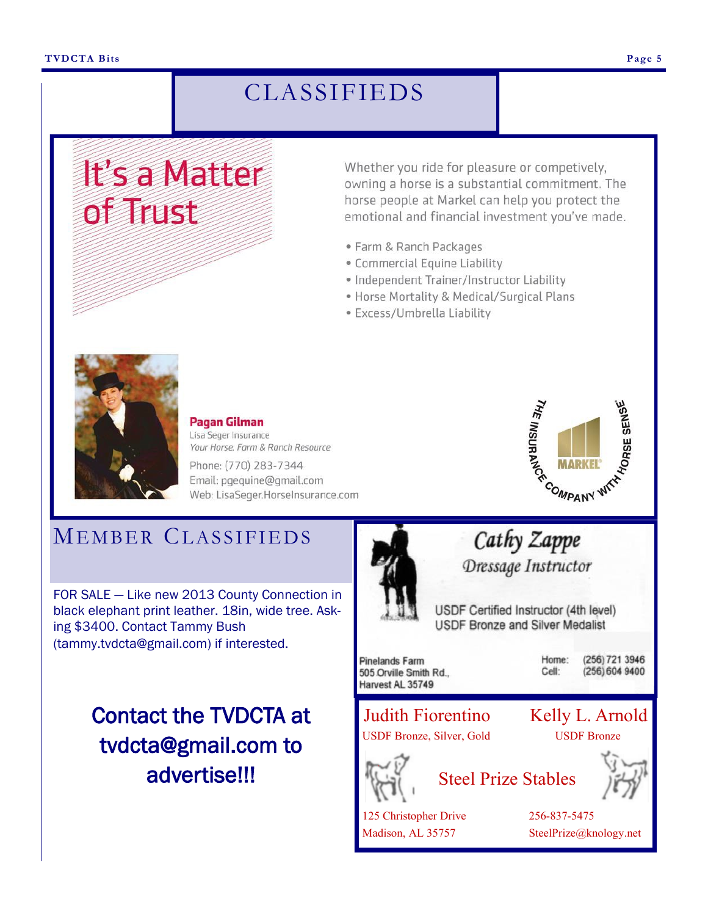# CLASSIFIEDS

## It's a Matter of Trust

Whether you ride for pleasure or competively, owning a horse is a substantial commitment. The horse people at Markel can help you protect the emotional and financial investment you've made.

- Farm & Ranch Packages
- Commercial Equine Liability
- Independent Trainer/Instructor Liability
- Horse Mortality & Medical/Surgical Plans
- Excess/Umbrella Liability

**Pagan Gilman**
Lisa Seger Insurance
*Your Horse, Farm & Ranch Resource*
Phone: (770) 283-7344
Email: pgequine@gmail.com
Web: LisaSeger.HorseInsurance.com

THE INSURANCE COMPANY WITH HORSE SENSE
MARKEL®

## MEMBER CLASSIFIEDS

FOR SALE — Like new 2013 County Connection in black elephant print leather. 18in, wide tree. Asking $3400. Contact Tammy Bush (tammy.tvdcta@gmail.com) if interested.

**Contact the TVDCTA at tvdcta@gmail.com to advertise!!!**

*Cathy Zappe*
*Dressage Instructor*

USDF Certified Instructor (4th level)
USDF Bronze and Silver Medalist

Pinelands Farm
505 Orville Smith Rd.,
Harvest AL 35749

Home: (256) 721 3946
Cell: (256) 604 9400

Judith Fiorentino
USDF Bronze, Silver, Gold

Kelly L. Arnold
USDF Bronze

Steel Prize Stables

125 Christopher Drive
Madison, AL 35757

256-837-5475
SteelPrize@knology.net